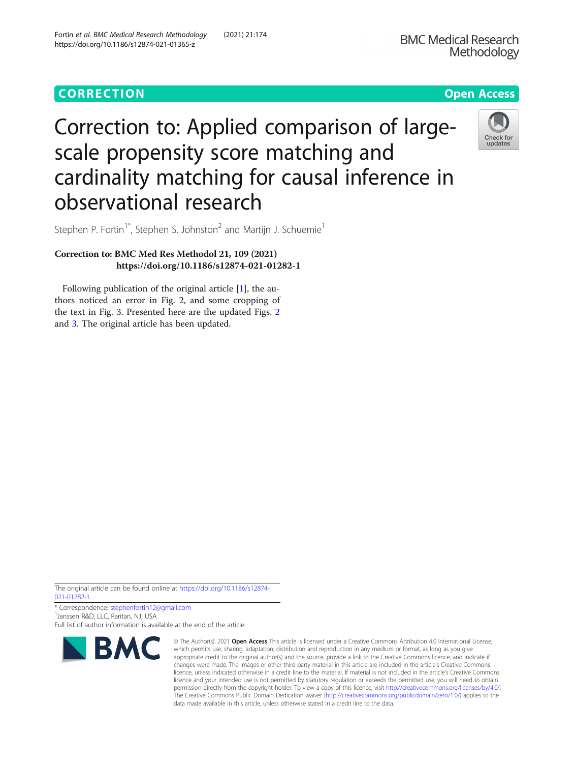**CORRECTION** **Open Access**

# Correction to: Applied comparison of large-scale propensity score matching and cardinality matching for causal inference in observational research

Stephen P. Fortin[1*], Stephen S. Johnston[2] and Martijn J. Schuemie[1]

**Correction to: BMC Med Res Methodol 21, 109 (2021) https://doi.org/10.1186/s12874-021-01282-1**

Following publication of the original article [1], the authors noticed an error in Fig. 2, and some cropping of the text in Fig. 3. Presented here are the updated Figs. 2 and 3. The original article has been updated.

The original article can be found online at https://doi.org/10.1186/s12874-021-01282-1.

* Correspondence: stephenfortin12@gmail.com

[1]Janssen R&D, LLC, Raritan, NJ, USA

Full list of author information is available at the end of the article

© The Author(s). 2021 **Open Access** This article is licensed under a Creative Commons Attribution 4.0 International License, which permits use, sharing, adaptation, distribution and reproduction in any medium or format, as long as you give appropriate credit to the original author(s) and the source, provide a link to the Creative Commons licence, and indicate if changes were made. The images or other third party material in this article are included in the article's Creative Commons licence, unless indicated otherwise in a credit line to the material. If material is not included in the article's Creative Commons licence and your intended use is not permitted by statutory regulation or exceeds the permitted use, you will need to obtain permission directly from the copyright holder. To view a copy of this licence, visit http://creativecommons.org/licenses/by/4.0/. The Creative Commons Public Domain Dedication waiver (http://creativecommons.org/publicdomain/zero/1.0/) applies to the data made available in this article, unless otherwise stated in a credit line to the data.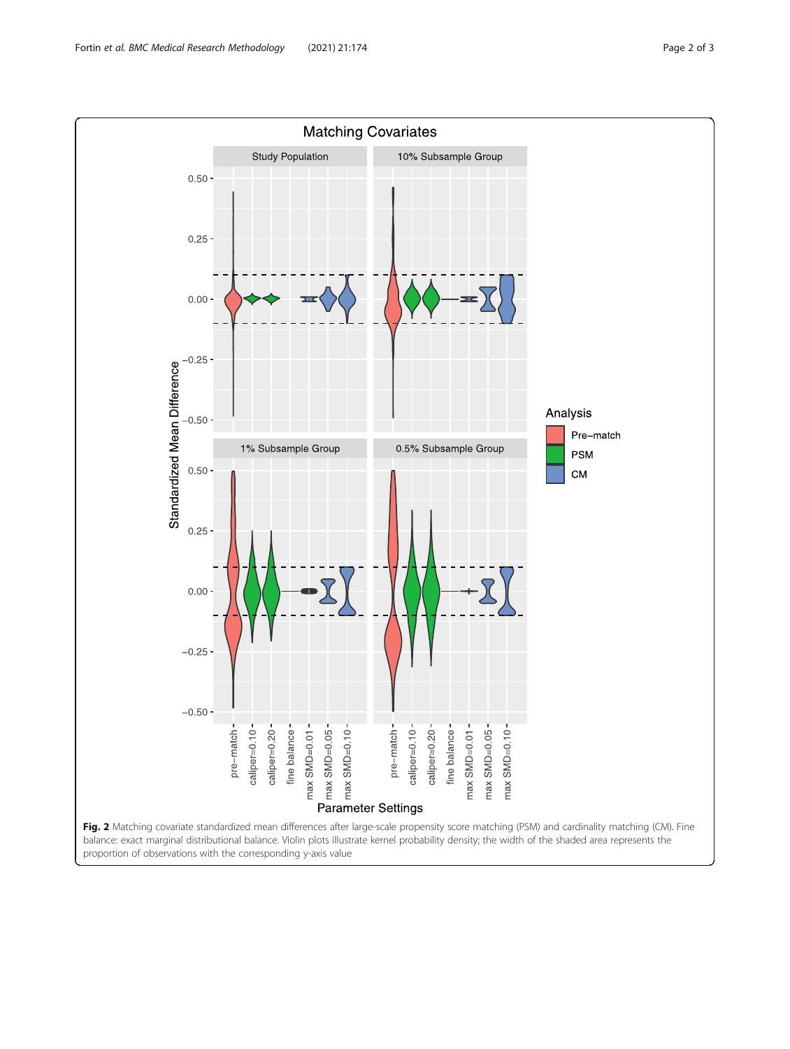**Fig. 2** Matching covariate standardized mean differences after large-scale propensity score matching (PSM) and cardinality matching (CM). Fine balance: exact marginal distributional balance. Violin plots illustrate kernel probability density; the width of the shaded area represents the proportion of observations with the corresponding y-axis value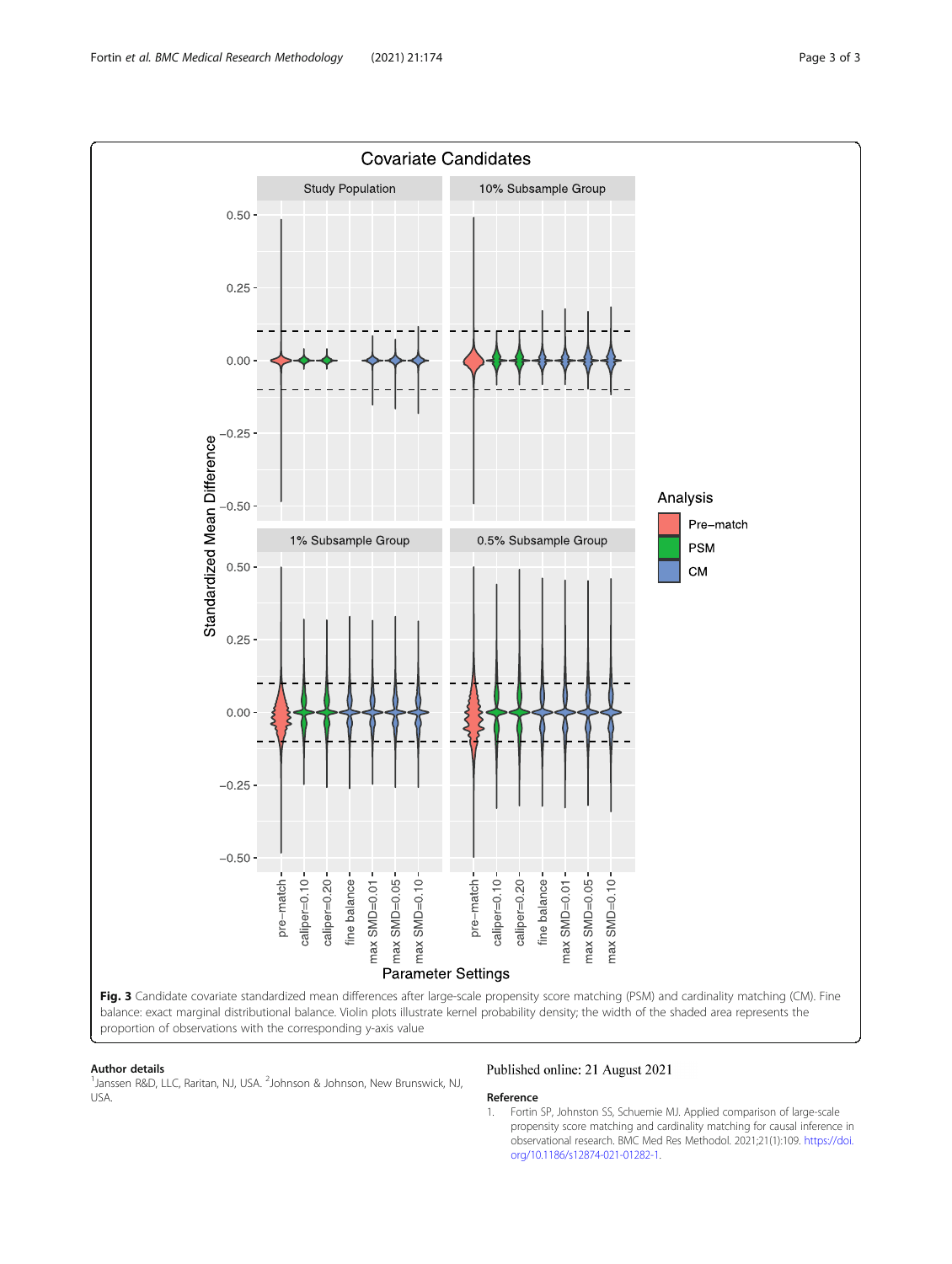Covariate Candidates

Study Population

10% Subsample Group

1% Subsample Group

0.5% Subsample Group

Standardized Mean Difference

0.50

0.25

0.00

−0.25

−0.50

Analysis

Pre−match

PSM

CM

pre−match

caliper=0.10

caliper=0.20

fine balance

max SMD=0.01

max SMD=0.05

max SMD=0.10

Parameter Settings

**Fig. 3** Candidate covariate standardized mean differences after large-scale propensity score matching (PSM) and cardinality matching (CM). Fine balance: exact marginal distributional balance. Violin plots illustrate kernel probability density; the width of the shaded area represents the proportion of observations with the corresponding y-axis value

**Author details**

[1]Janssen R&D, LLC, Raritan, NJ, USA. [2]Johnson & Johnson, New Brunswick, NJ, USA.

Published online: 21 August 2021

**Reference**

1. Fortin SP, Johnston SS, Schuemie MJ. Applied comparison of large-scale propensity score matching and cardinality matching for causal inference in observational research. BMC Med Res Methodol. 2021;21(1):109. https://doi.org/10.1186/s12874-021-01282-1.